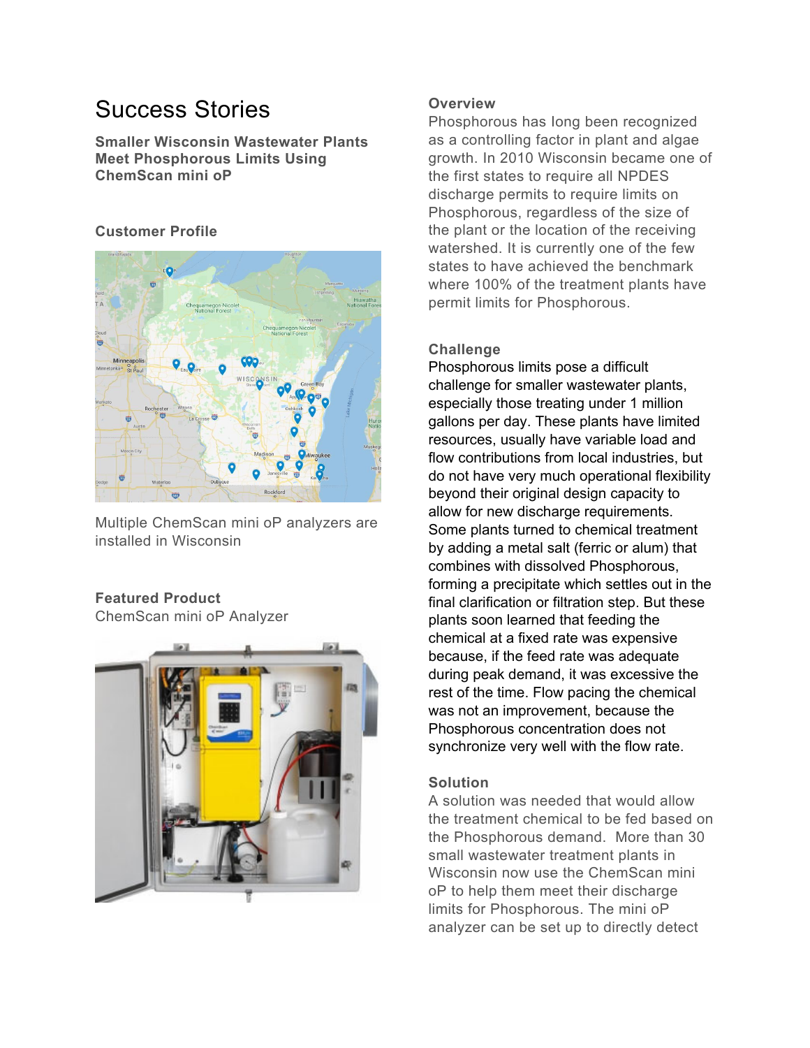# Success Stories

**Smaller Wisconsin Wastewater Plants Meet Phosphorous Limits Using ChemScan mini oP**

### Customer Profile

Multiple ChemScan mini oP analyzers are installed in Wisconsin

### Featured Product

ChemScan mini oP Analyzer

### Overview

Phosphorous has long been recognized as a controlling factor in plant and algae growth. In 2010 Wisconsin became one of the first states to require all NPDES discharge permits to require limits on Phosphorous, regardless of the size of the plant or the location of the receiving watershed. It is currently one of the few states to have achieved the benchmark where 100% of the treatment plants have permit limits for Phosphorous.

### Challenge

Phosphorous limits pose a difficult challenge for smaller wastewater plants, especially those treating under 1 million gallons per day. These plants have limited resources, usually have variable load and flow contributions from local industries, but do not have very much operational flexibility beyond their original design capacity to allow for new discharge requirements. Some plants turned to chemical treatment by adding a metal salt (ferric or alum) that combines with dissolved Phosphorous, forming a precipitate which settles out in the final clarification or filtration step. But these plants soon learned that feeding the chemical at a fixed rate was expensive because, if the feed rate was adequate during peak demand, it was excessive the rest of the time. Flow pacing the chemical was not an improvement, because the Phosphorous concentration does not synchronize very well with the flow rate.

### Solution

A solution was needed that would allow the treatment chemical to be fed based on the Phosphorous demand. More than 30 small wastewater treatment plants in Wisconsin now use the ChemScan mini oP to help them meet their discharge limits for Phosphorous. The mini oP analyzer can be set up to directly detect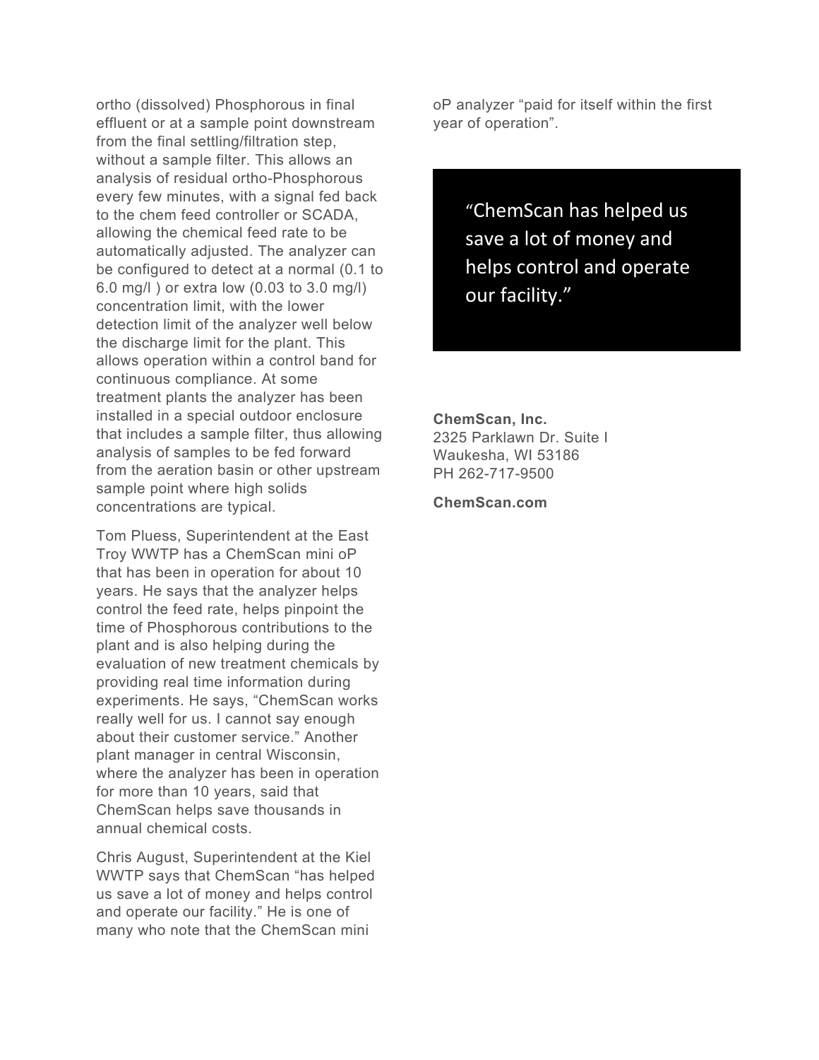ortho (dissolved) Phosphorous in final effluent or at a sample point downstream from the final settling/filtration step, without a sample filter. This allows an analysis of residual ortho-Phosphorous every few minutes, with a signal fed back to the chem feed controller or SCADA, allowing the chemical feed rate to be automatically adjusted. The analyzer can be configured to detect at a normal (0.1 to 6.0 mg/l ) or extra low (0.03 to 3.0 mg/l) concentration limit, with the lower detection limit of the analyzer well below the discharge limit for the plant. This allows operation within a control band for continuous compliance. At some treatment plants the analyzer has been installed in a special outdoor enclosure that includes a sample filter, thus allowing analysis of samples to be fed forward from the aeration basin or other upstream sample point where high solids concentrations are typical.

Tom Pluess, Superintendent at the East Troy WWTP has a ChemScan mini oP that has been in operation for about 10 years. He says that the analyzer helps control the feed rate, helps pinpoint the time of Phosphorous contributions to the plant and is also helping during the evaluation of new treatment chemicals by providing real time information during experiments. He says, "ChemScan works really well for us. I cannot say enough about their customer service." Another plant manager in central Wisconsin, where the analyzer has been in operation for more than 10 years, said that ChemScan helps save thousands in annual chemical costs.

Chris August, Superintendent at the Kiel WWTP says that ChemScan "has helped us save a lot of money and helps control and operate our facility." He is one of many who note that the ChemScan mini oP analyzer "paid for itself within the first year of operation".

> "ChemScan has helped us save a lot of money and helps control and operate our facility."

**ChemScan, Inc.**
2325 Parklawn Dr. Suite I
Waukesha, WI 53186
PH 262-717-9500

**ChemScan.com**